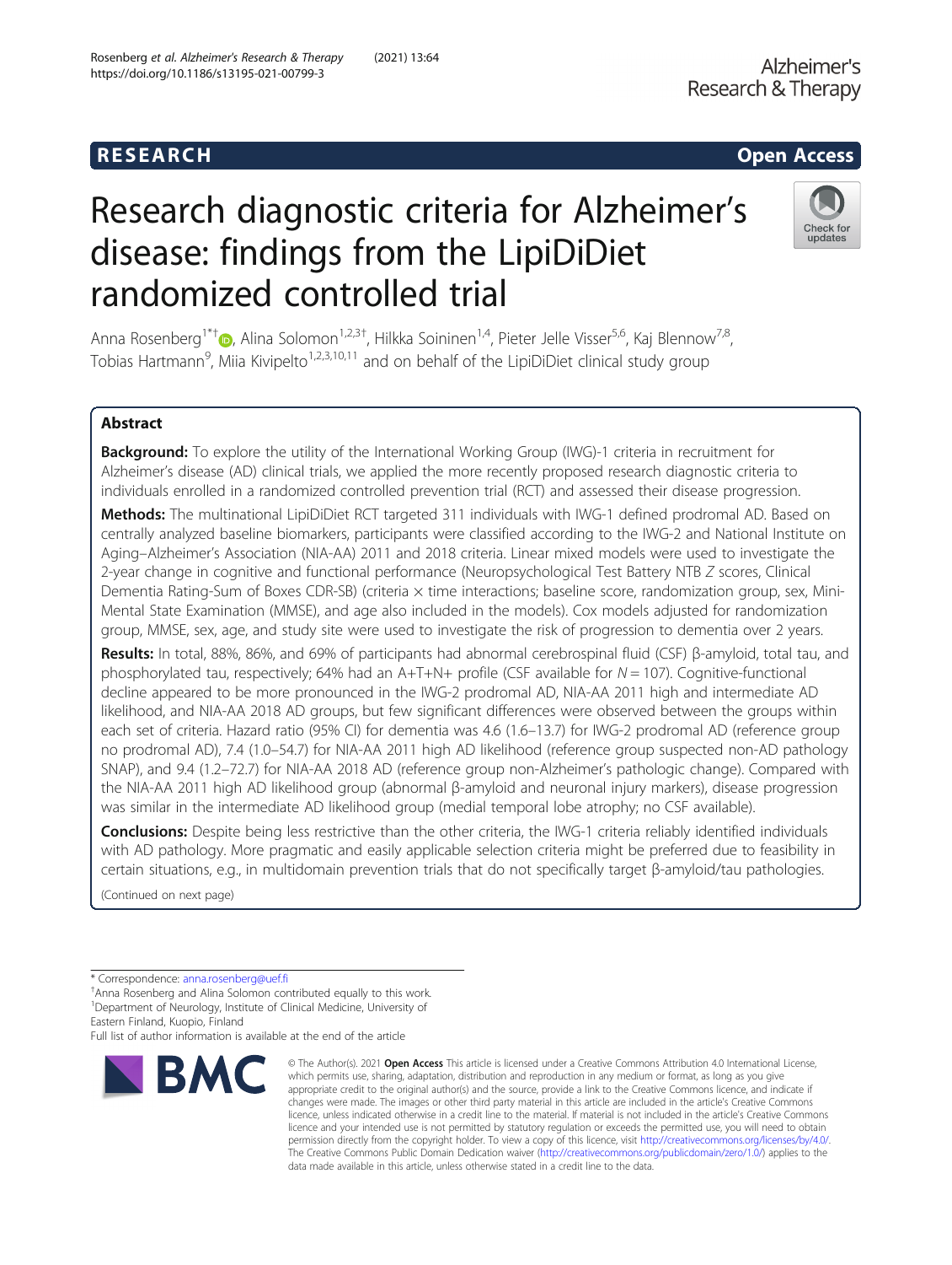# Research diagnostic criteria for Alzheimer's disease: findings from the LipiDiDiet randomized controlled trial

Anna Rosenberg[1*†], Alina Solomon[1,2,3†], Hilkka Soininen[1,4], Pieter Jelle Visser[5,6], Kaj Blennow[7,8], Tobias Hartmann[9], Miia Kivipelto[1,2,3,10,11] and on behalf of the LipiDiDiet clinical study group

## Abstract

**Background:** To explore the utility of the International Working Group (IWG)-1 criteria in recruitment for Alzheimer's disease (AD) clinical trials, we applied the more recently proposed research diagnostic criteria to individuals enrolled in a randomized controlled prevention trial (RCT) and assessed their disease progression.

**Methods:** The multinational LipiDiDiet RCT targeted 311 individuals with IWG-1 defined prodromal AD. Based on centrally analyzed baseline biomarkers, participants were classified according to the IWG-2 and National Institute on Aging–Alzheimer's Association (NIA-AA) 2011 and 2018 criteria. Linear mixed models were used to investigate the 2-year change in cognitive and functional performance (Neuropsychological Test Battery NTB *Z* scores, Clinical Dementia Rating-Sum of Boxes CDR-SB) (criteria × time interactions; baseline score, randomization group, sex, Mini-Mental State Examination (MMSE), and age also included in the models). Cox models adjusted for randomization group, MMSE, sex, age, and study site were used to investigate the risk of progression to dementia over 2 years.

**Results:** In total, 88%, 86%, and 69% of participants had abnormal cerebrospinal fluid (CSF) β-amyloid, total tau, and phosphorylated tau, respectively; 64% had an A+T+N+ profile (CSF available for $N = 107$). Cognitive-functional decline appeared to be more pronounced in the IWG-2 prodromal AD, NIA-AA 2011 high and intermediate AD likelihood, and NIA-AA 2018 AD groups, but few significant differences were observed between the groups within each set of criteria. Hazard ratio (95% CI) for dementia was 4.6 (1.6–13.7) for IWG-2 prodromal AD (reference group no prodromal AD), 7.4 (1.0–54.7) for NIA-AA 2011 high AD likelihood (reference group suspected non-AD pathology SNAP), and 9.4 (1.2–72.7) for NIA-AA 2018 AD (reference group non-Alzheimer's pathologic change). Compared with the NIA-AA 2011 high AD likelihood group (abnormal β-amyloid and neuronal injury markers), disease progression was similar in the intermediate AD likelihood group (medial temporal lobe atrophy; no CSF available).

**Conclusions:** Despite being less restrictive than the other criteria, the IWG-1 criteria reliably identified individuals with AD pathology. More pragmatic and easily applicable selection criteria might be preferred due to feasibility in certain situations, e.g., in multidomain prevention trials that do not specifically target β-amyloid/tau pathologies.

(Continued on next page)

---

* Correspondence: anna.rosenberg@uef.fi

†Anna Rosenberg and Alina Solomon contributed equally to this work.

[1]Department of Neurology, Institute of Clinical Medicine, University of Eastern Finland, Kuopio, Finland

Full list of author information is available at the end of the article

© The Author(s). 2021 **Open Access** This article is licensed under a Creative Commons Attribution 4.0 International License, which permits use, sharing, adaptation, distribution and reproduction in any medium or format, as long as you give appropriate credit to the original author(s) and the source, provide a link to the Creative Commons licence, and indicate if changes were made. The images or other third party material in this article are included in the article's Creative Commons licence, unless indicated otherwise in a credit line to the material. If material is not included in the article's Creative Commons licence and your intended use is not permitted by statutory regulation or exceeds the permitted use, you will need to obtain permission directly from the copyright holder. To view a copy of this licence, visit http://creativecommons.org/licenses/by/4.0/. The Creative Commons Public Domain Dedication waiver (http://creativecommons.org/publicdomain/zero/1.0/) applies to the data made available in this article, unless otherwise stated in a credit line to the data.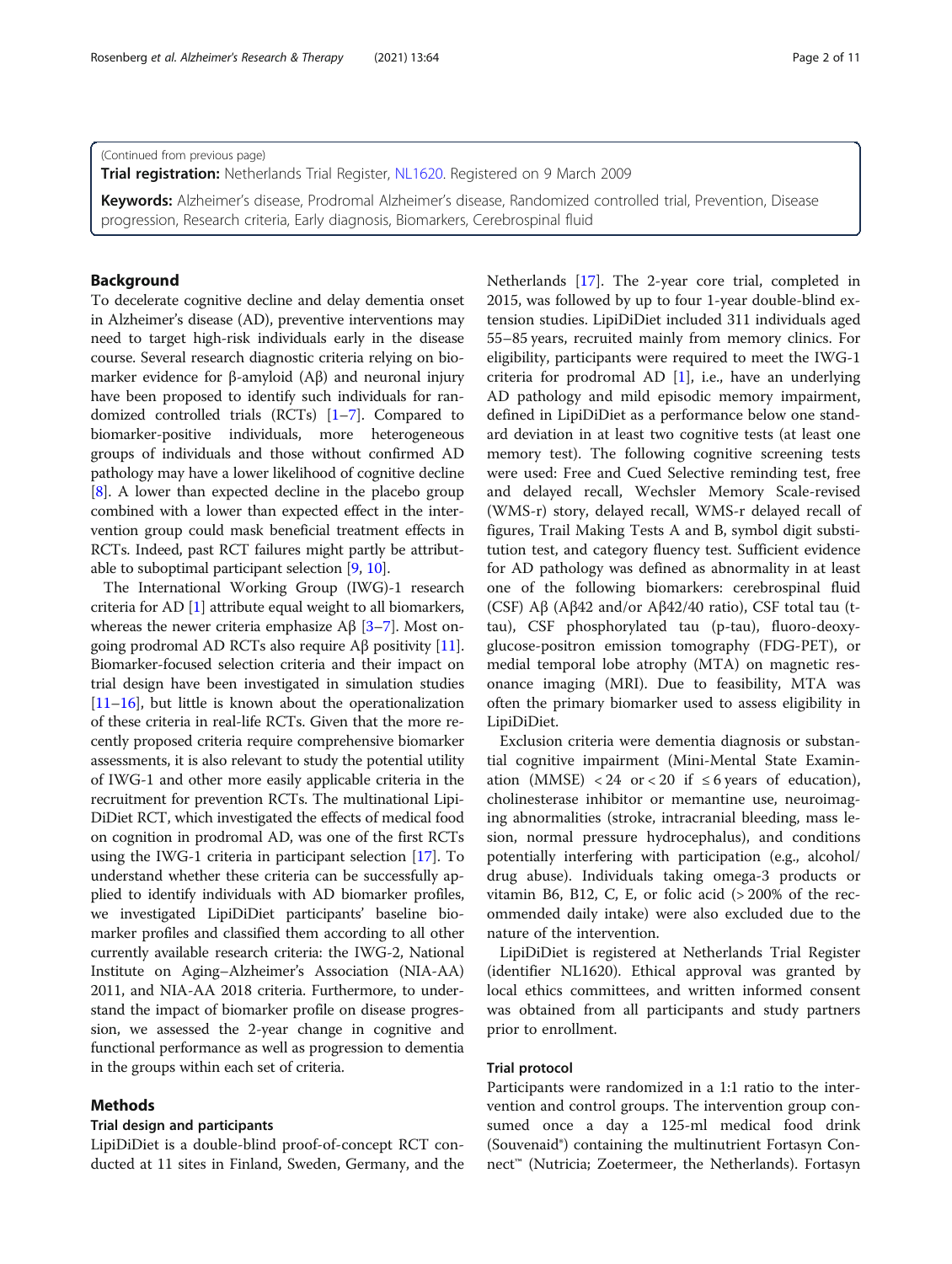(Continued from previous page)

**Trial registration:** Netherlands Trial Register, NL1620. Registered on 9 March 2009

**Keywords:** Alzheimer's disease, Prodromal Alzheimer's disease, Randomized controlled trial, Prevention, Disease progression, Research criteria, Early diagnosis, Biomarkers, Cerebrospinal fluid

## Background

To decelerate cognitive decline and delay dementia onset in Alzheimer's disease (AD), preventive interventions may need to target high-risk individuals early in the disease course. Several research diagnostic criteria relying on biomarker evidence for β-amyloid (Aβ) and neuronal injury have been proposed to identify such individuals for randomized controlled trials (RCTs) [1–7]. Compared to biomarker-positive individuals, more heterogeneous groups of individuals and those without confirmed AD pathology may have a lower likelihood of cognitive decline [8]. A lower than expected decline in the placebo group combined with a lower than expected effect in the intervention group could mask beneficial treatment effects in RCTs. Indeed, past RCT failures might partly be attributable to suboptimal participant selection [9, 10].

The International Working Group (IWG)-1 research criteria for AD [1] attribute equal weight to all biomarkers, whereas the newer criteria emphasize Aβ [3–7]. Most ongoing prodromal AD RCTs also require Aβ positivity [11]. Biomarker-focused selection criteria and their impact on trial design have been investigated in simulation studies [11–16], but little is known about the operationalization of these criteria in real-life RCTs. Given that the more recently proposed criteria require comprehensive biomarker assessments, it is also relevant to study the potential utility of IWG-1 and other more easily applicable criteria in the recruitment for prevention RCTs. The multinational LipiDiDiet RCT, which investigated the effects of medical food on cognition in prodromal AD, was one of the first RCTs using the IWG-1 criteria in participant selection [17]. To understand whether these criteria can be successfully applied to identify individuals with AD biomarker profiles, we investigated LipiDiDiet participants' baseline biomarker profiles and classified them according to all other currently available research criteria: the IWG-2, National Institute on Aging–Alzheimer's Association (NIA-AA) 2011, and NIA-AA 2018 criteria. Furthermore, to understand the impact of biomarker profile on disease progression, we assessed the 2-year change in cognitive and functional performance as well as progression to dementia in the groups within each set of criteria.

## Methods

### Trial design and participants

LipiDiDiet is a double-blind proof-of-concept RCT conducted at 11 sites in Finland, Sweden, Germany, and the Netherlands [17]. The 2-year core trial, completed in 2015, was followed by up to four 1-year double-blind extension studies. LipiDiDiet included 311 individuals aged 55–85 years, recruited mainly from memory clinics. For eligibility, participants were required to meet the IWG-1 criteria for prodromal AD [1], i.e., have an underlying AD pathology and mild episodic memory impairment, defined in LipiDiDiet as a performance below one standard deviation in at least two cognitive tests (at least one memory test). The following cognitive screening tests were used: Free and Cued Selective reminding test, free and delayed recall, Wechsler Memory Scale-revised (WMS-r) story, delayed recall, WMS-r delayed recall of figures, Trail Making Tests A and B, symbol digit substitution test, and category fluency test. Sufficient evidence for AD pathology was defined as abnormality in at least one of the following biomarkers: cerebrospinal fluid (CSF) Aβ (Aβ42 and/or Aβ42/40 ratio), CSF total tau (t-tau), CSF phosphorylated tau (p-tau), fluoro-deoxy-glucose-positron emission tomography (FDG-PET), or medial temporal lobe atrophy (MTA) on magnetic resonance imaging (MRI). Due to feasibility, MTA was often the primary biomarker used to assess eligibility in LipiDiDiet.

Exclusion criteria were dementia diagnosis or substantial cognitive impairment (Mini-Mental State Examination (MMSE) < 24 or < 20 if ≤ 6 years of education), cholinesterase inhibitor or memantine use, neuroimaging abnormalities (stroke, intracranial bleeding, mass lesion, normal pressure hydrocephalus), and conditions potentially interfering with participation (e.g., alcohol/drug abuse). Individuals taking omega-3 products or vitamin B6, B12, C, E, or folic acid (> 200% of the recommended daily intake) were also excluded due to the nature of the intervention.

LipiDiDiet is registered at Netherlands Trial Register (identifier NL1620). Ethical approval was granted by local ethics committees, and written informed consent was obtained from all participants and study partners prior to enrollment.

### Trial protocol

Participants were randomized in a 1:1 ratio to the intervention and control groups. The intervention group consumed once a day a 125-ml medical food drink (Souvenaid®) containing the multinutrient Fortasyn Connect™ (Nutricia; Zoetermeer, the Netherlands). Fortasyn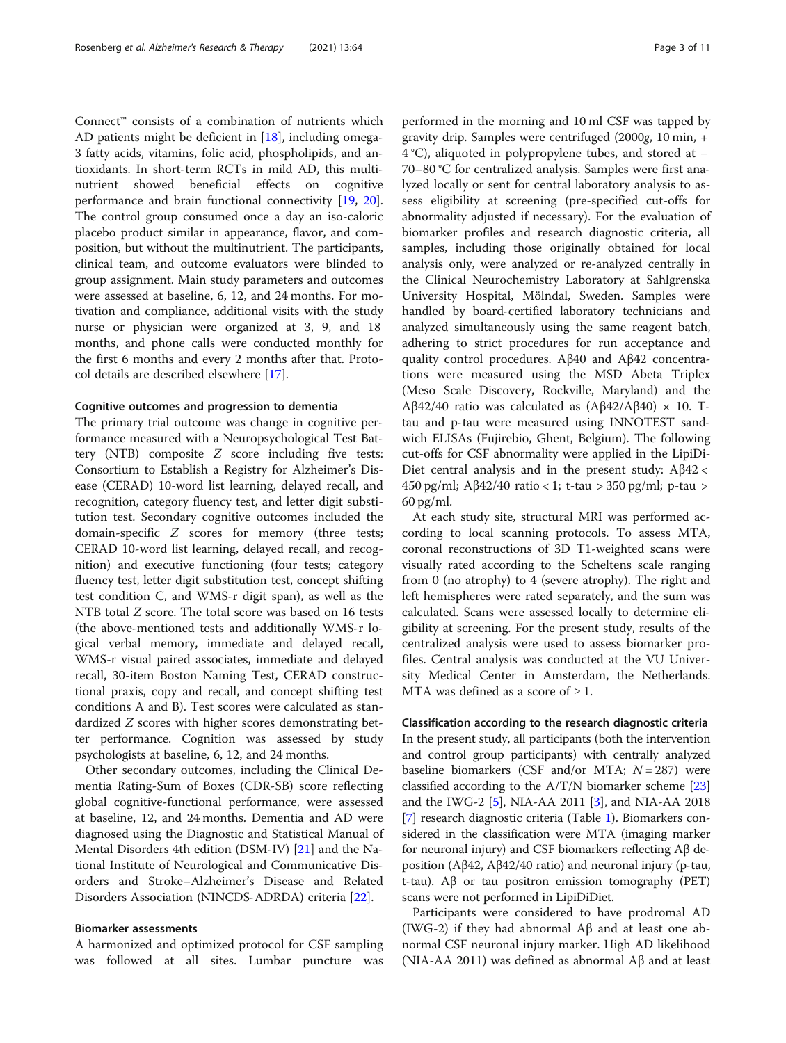Connect™ consists of a combination of nutrients which AD patients might be deficient in [18], including omega-3 fatty acids, vitamins, folic acid, phospholipids, and antioxidants. In short-term RCTs in mild AD, this multinutrient showed beneficial effects on cognitive performance and brain functional connectivity [19, 20]. The control group consumed once a day an iso-caloric placebo product similar in appearance, flavor, and composition, but without the multinutrient. The participants, clinical team, and outcome evaluators were blinded to group assignment. Main study parameters and outcomes were assessed at baseline, 6, 12, and 24 months. For motivation and compliance, additional visits with the study nurse or physician were organized at 3, 9, and 18 months, and phone calls were conducted monthly for the first 6 months and every 2 months after that. Protocol details are described elsewhere [17].

#### Cognitive outcomes and progression to dementia

The primary trial outcome was change in cognitive performance measured with a Neuropsychological Test Battery (NTB) composite *Z* score including five tests: Consortium to Establish a Registry for Alzheimer's Disease (CERAD) 10-word list learning, delayed recall, and recognition, category fluency test, and letter digit substitution test. Secondary cognitive outcomes included the domain-specific *Z* scores for memory (three tests; CERAD 10-word list learning, delayed recall, and recognition) and executive functioning (four tests; category fluency test, letter digit substitution test, concept shifting test condition C, and WMS-r digit span), as well as the NTB total *Z* score. The total score was based on 16 tests (the above-mentioned tests and additionally WMS-r logical verbal memory, immediate and delayed recall, WMS-r visual paired associates, immediate and delayed recall, 30-item Boston Naming Test, CERAD constructional praxis, copy and recall, and concept shifting test conditions A and B). Test scores were calculated as standardized *Z* scores with higher scores demonstrating better performance. Cognition was assessed by study psychologists at baseline, 6, 12, and 24 months.

Other secondary outcomes, including the Clinical Dementia Rating-Sum of Boxes (CDR-SB) score reflecting global cognitive-functional performance, were assessed at baseline, 12, and 24 months. Dementia and AD were diagnosed using the Diagnostic and Statistical Manual of Mental Disorders 4th edition (DSM-IV) [21] and the National Institute of Neurological and Communicative Disorders and Stroke–Alzheimer's Disease and Related Disorders Association (NINCDS-ADRDA) criteria [22].

#### Biomarker assessments

A harmonized and optimized protocol for CSF sampling was followed at all sites. Lumbar puncture was performed in the morning and 10 ml CSF was tapped by gravity drip. Samples were centrifuged (2000*g*, 10 min, + 4 °C), aliquoted in polypropylene tubes, and stored at − 70–80 °C for centralized analysis. Samples were first analyzed locally or sent for central laboratory analysis to assess eligibility at screening (pre-specified cut-offs for abnormality adjusted if necessary). For the evaluation of biomarker profiles and research diagnostic criteria, all samples, including those originally obtained for local analysis only, were analyzed or re-analyzed centrally in the Clinical Neurochemistry Laboratory at Sahlgrenska University Hospital, Mölndal, Sweden. Samples were handled by board-certified laboratory technicians and analyzed simultaneously using the same reagent batch, adhering to strict procedures for run acceptance and quality control procedures. Aβ40 and Aβ42 concentrations were measured using the MSD Abeta Triplex (Meso Scale Discovery, Rockville, Maryland) and the Aβ42/40 ratio was calculated as (Aβ42/Aβ40) × 10. T-tau and p-tau were measured using INNOTEST sandwich ELISAs (Fujirebio, Ghent, Belgium). The following cut-offs for CSF abnormality were applied in the LipiDiDiet central analysis and in the present study: Aβ42 < 450 pg/ml; Aβ42/40 ratio < 1; t-tau > 350 pg/ml; p-tau > 60 pg/ml.

At each study site, structural MRI was performed according to local scanning protocols. To assess MTA, coronal reconstructions of 3D T1-weighted scans were visually rated according to the Scheltens scale ranging from 0 (no atrophy) to 4 (severe atrophy). The right and left hemispheres were rated separately, and the sum was calculated. Scans were assessed locally to determine eligibility at screening. For the present study, results of the centralized analysis were used to assess biomarker profiles. Central analysis was conducted at the VU University Medical Center in Amsterdam, the Netherlands. MTA was defined as a score of ≥ 1.

#### Classification according to the research diagnostic criteria

In the present study, all participants (both the intervention and control group participants) with centrally analyzed baseline biomarkers (CSF and/or MTA; $N = 287$) were classified according to the A/T/N biomarker scheme [23] and the IWG-2 [5], NIA-AA 2011 [3], and NIA-AA 2018 [7] research diagnostic criteria (Table 1). Biomarkers considered in the classification were MTA (imaging marker for neuronal injury) and CSF biomarkers reflecting Aβ deposition (Aβ42, Aβ42/40 ratio) and neuronal injury (p-tau, t-tau). Aβ or tau positron emission tomography (PET) scans were not performed in LipiDiDiet.

Participants were considered to have prodromal AD (IWG-2) if they had abnormal Aβ and at least one abnormal CSF neuronal injury marker. High AD likelihood (NIA-AA 2011) was defined as abnormal Aβ and at least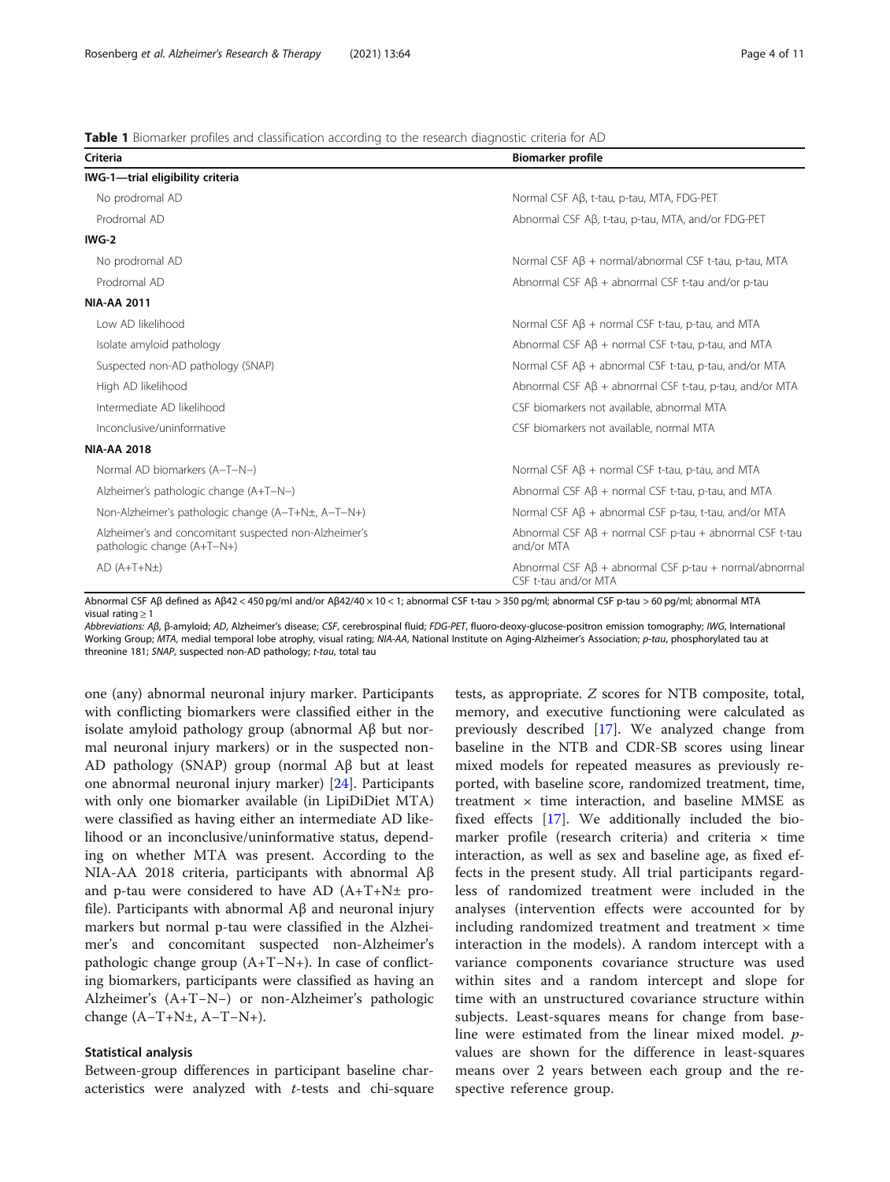**Table 1** Biomarker profiles and classification according to the research diagnostic criteria for AD

| Criteria | Biomarker profile |
|---|---|
| **IWG-1—trial eligibility criteria** | |
| No prodromal AD | Normal CSF Aβ, t-tau, p-tau, MTA, FDG-PET |
| Prodromal AD | Abnormal CSF Aβ, t-tau, p-tau, MTA, and/or FDG-PET |
| **IWG-2** | |
| No prodromal AD | Normal CSF Aβ + normal/abnormal CSF t-tau, p-tau, MTA |
| Prodromal AD | Abnormal CSF Aβ + abnormal CSF t-tau and/or p-tau |
| **NIA-AA 2011** | |
| Low AD likelihood | Normal CSF Aβ + normal CSF t-tau, p-tau, and MTA |
| Isolate amyloid pathology | Abnormal CSF Aβ + normal CSF t-tau, p-tau, and MTA |
| Suspected non-AD pathology (SNAP) | Normal CSF Aβ + abnormal CSF t-tau, p-tau, and/or MTA |
| High AD likelihood | Abnormal CSF Aβ + abnormal CSF t-tau, p-tau, and/or MTA |
| Intermediate AD likelihood | CSF biomarkers not available, abnormal MTA |
| Inconclusive/uninformative | CSF biomarkers not available, normal MTA |
| **NIA-AA 2018** | |
| Normal AD biomarkers (A−T−N−) | Normal CSF Aβ + normal CSF t-tau, p-tau, and MTA |
| Alzheimer's pathologic change (A+T−N−) | Abnormal CSF Aβ + normal CSF t-tau, p-tau, and MTA |
| Non-Alzheimer's pathologic change (A−T+N±, A−T−N+) | Normal CSF Aβ + abnormal CSF p-tau, t-tau, and/or MTA |
| Alzheimer's and concomitant suspected non-Alzheimer's pathologic change (A+T−N+) | Abnormal CSF Aβ + normal CSF p-tau + abnormal CSF t-tau and/or MTA |
| AD (A+T+N±) | Abnormal CSF Aβ + abnormal CSF p-tau + normal/abnormal CSF t-tau and/or MTA |

Abnormal CSF Aβ defined as Aβ42 < 450 pg/ml and/or Aβ42/40 × 10 < 1; abnormal CSF t-tau > 350 pg/ml; abnormal CSF p-tau > 60 pg/ml; abnormal MTA visual rating ≥ 1

*Abbreviations: Aβ*, β-amyloid; *AD*, Alzheimer's disease; *CSF*, cerebrospinal fluid; *FDG-PET*, fluoro-deoxy-glucose-positron emission tomography; *IWG*, International Working Group; *MTA*, medial temporal lobe atrophy, visual rating; *NIA-AA*, National Institute on Aging-Alzheimer's Association; *p-tau*, phosphorylated tau at threonine 181; *SNAP*, suspected non-AD pathology; *t-tau*, total tau

one (any) abnormal neuronal injury marker. Participants with conflicting biomarkers were classified either in the isolate amyloid pathology group (abnormal Aβ but normal neuronal injury markers) or in the suspected non-AD pathology (SNAP) group (normal Aβ but at least one abnormal neuronal injury marker) [24]. Participants with only one biomarker available (in LipiDiDiet MTA) were classified as having either an intermediate AD likelihood or an inconclusive/uninformative status, depending on whether MTA was present. According to the NIA-AA 2018 criteria, participants with abnormal Aβ and p-tau were considered to have AD (A+T+N± profile). Participants with abnormal Aβ and neuronal injury markers but normal p-tau were classified in the Alzheimer's and concomitant suspected non-Alzheimer's pathologic change group (A+T−N+). In case of conflicting biomarkers, participants were classified as having an Alzheimer's (A+T−N−) or non-Alzheimer's pathologic change (A−T+N±, A−T−N+).

## Statistical analysis

Between-group differences in participant baseline characteristics were analyzed with *t*-tests and chi-square tests, as appropriate. *Z* scores for NTB composite, total, memory, and executive functioning were calculated as previously described [17]. We analyzed change from baseline in the NTB and CDR-SB scores using linear mixed models for repeated measures as previously reported, with baseline score, randomized treatment, time, treatment × time interaction, and baseline MMSE as fixed effects [17]. We additionally included the biomarker profile (research criteria) and criteria × time interaction, as well as sex and baseline age, as fixed effects in the present study. All trial participants regardless of randomized treatment were included in the analyses (intervention effects were accounted for by including randomized treatment and treatment × time interaction in the models). A random intercept with a variance components covariance structure was used within sites and a random intercept and slope for time with an unstructured covariance structure within subjects. Least-squares means for change from baseline were estimated from the linear mixed model. *p*-values are shown for the difference in least-squares means over 2 years between each group and the respective reference group.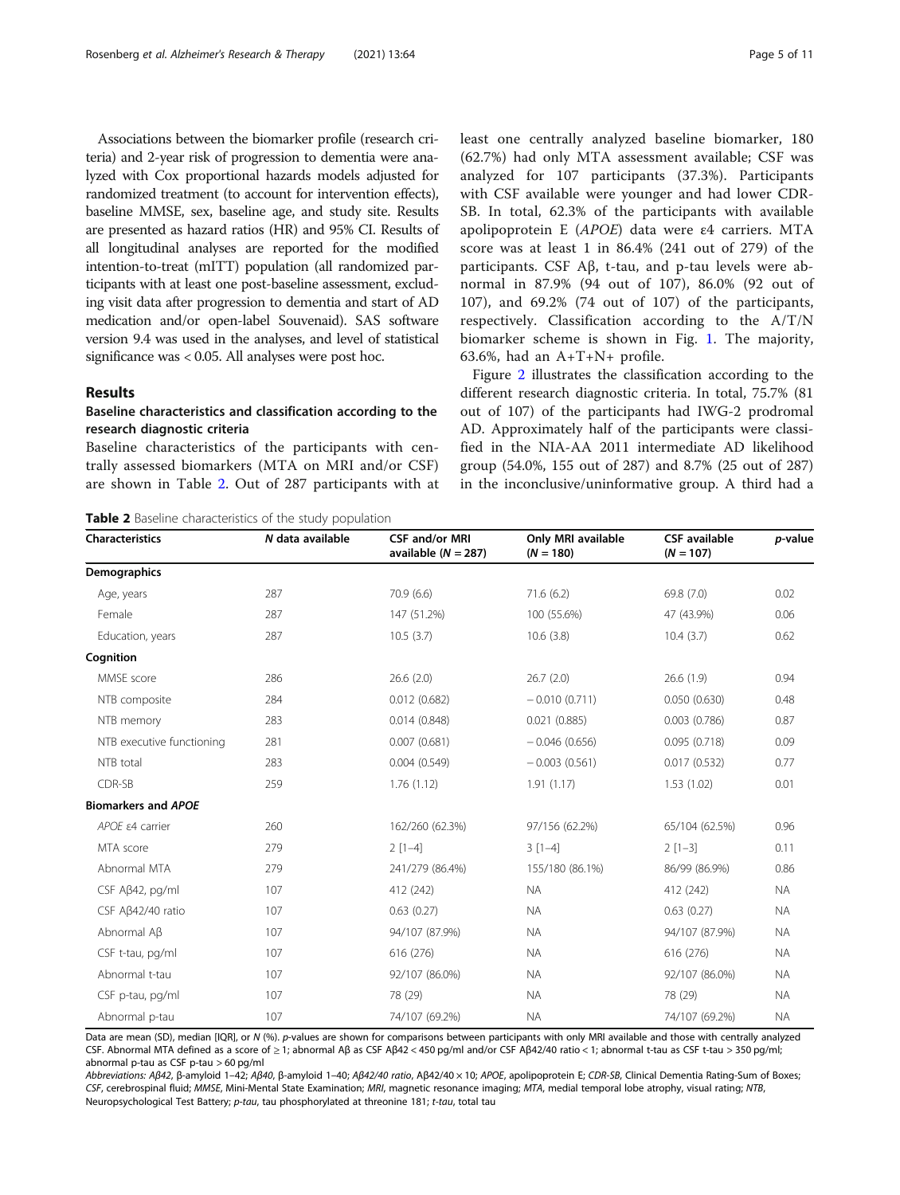Associations between the biomarker profile (research criteria) and 2-year risk of progression to dementia were analyzed with Cox proportional hazards models adjusted for randomized treatment (to account for intervention effects), baseline MMSE, sex, baseline age, and study site. Results are presented as hazard ratios (HR) and 95% CI. Results of all longitudinal analyses are reported for the modified intention-to-treat (mITT) population (all randomized participants with at least one post-baseline assessment, excluding visit data after progression to dementia and start of AD medication and/or open-label Souvenaid). SAS software version 9.4 was used in the analyses, and level of statistical significance was < 0.05. All analyses were post hoc.

## Results

### Baseline characteristics and classification according to the research diagnostic criteria

Baseline characteristics of the participants with centrally assessed biomarkers (MTA on MRI and/or CSF) are shown in Table 2. Out of 287 participants with at least one centrally analyzed baseline biomarker, 180 (62.7%) had only MTA assessment available; CSF was analyzed for 107 participants (37.3%). Participants with CSF available were younger and had lower CDR-SB. In total, 62.3% of the participants with available apolipoprotein E (*APOE*) data were ε4 carriers. MTA score was at least 1 in 86.4% (241 out of 279) of the participants. CSF Aβ, t-tau, and p-tau levels were abnormal in 87.9% (94 out of 107), 86.0% (92 out of 107), and 69.2% (74 out of 107) of the participants, respectively. Classification according to the A/T/N biomarker scheme is shown in Fig. 1. The majority, 63.6%, had an A+T+N+ profile.

Figure 2 illustrates the classification according to the different research diagnostic criteria. In total, 75.7% (81 out of 107) of the participants had IWG-2 prodromal AD. Approximately half of the participants were classified in the NIA-AA 2011 intermediate AD likelihood group (54.0%, 155 out of 287) and 8.7% (25 out of 287) in the inconclusive/uninformative group. A third had a

**Table 2** Baseline characteristics of the study population

| Characteristics | *N* data available | CSF and/or MRI available (*N* = 287) | Only MRI available (*N* = 180) | CSF available (*N* = 107) | *p*-value |
|---|---|---|---|---|---|
| **Demographics** | | | | | |
| Age, years | 287 | 70.9 (6.6) | 71.6 (6.2) | 69.8 (7.0) | 0.02 |
| Female | 287 | 147 (51.2%) | 100 (55.6%) | 47 (43.9%) | 0.06 |
| Education, years | 287 | 10.5 (3.7) | 10.6 (3.8) | 10.4 (3.7) | 0.62 |
| **Cognition** | | | | | |
| MMSE score | 286 | 26.6 (2.0) | 26.7 (2.0) | 26.6 (1.9) | 0.94 |
| NTB composite | 284 | 0.012 (0.682) | −0.010 (0.711) | 0.050 (0.630) | 0.48 |
| NTB memory | 283 | 0.014 (0.848) | 0.021 (0.885) | 0.003 (0.786) | 0.87 |
| NTB executive functioning | 281 | 0.007 (0.681) | −0.046 (0.656) | 0.095 (0.718) | 0.09 |
| NTB total | 283 | 0.004 (0.549) | −0.003 (0.561) | 0.017 (0.532) | 0.77 |
| CDR-SB | 259 | 1.76 (1.12) | 1.91 (1.17) | 1.53 (1.02) | 0.01 |
| **Biomarkers and *APOE*** | | | | | |
| *APOE* ε4 carrier | 260 | 162/260 (62.3%) | 97/156 (62.2%) | 65/104 (62.5%) | 0.96 |
| MTA score | 279 | 2 [1–4] | 3 [1–4] | 2 [1–3] | 0.11 |
| Abnormal MTA | 279 | 241/279 (86.4%) | 155/180 (86.1%) | 86/99 (86.9%) | 0.86 |
| CSF Aβ42, pg/ml | 107 | 412 (242) | NA | 412 (242) | NA |
| CSF Aβ42/40 ratio | 107 | 0.63 (0.27) | NA | 0.63 (0.27) | NA |
| Abnormal Aβ | 107 | 94/107 (87.9%) | NA | 94/107 (87.9%) | NA |
| CSF t-tau, pg/ml | 107 | 616 (276) | NA | 616 (276) | NA |
| Abnormal t-tau | 107 | 92/107 (86.0%) | NA | 92/107 (86.0%) | NA |
| CSF p-tau, pg/ml | 107 | 78 (29) | NA | 78 (29) | NA |
| Abnormal p-tau | 107 | 74/107 (69.2%) | NA | 74/107 (69.2%) | NA |

Data are mean (SD), median [IQR], or *N* (%). *p*-values are shown for comparisons between participants with only MRI available and those with centrally analyzed CSF. Abnormal MTA defined as a score of ≥ 1; abnormal Aβ as CSF Aβ42 < 450 pg/ml and/or CSF Aβ42/40 ratio < 1; abnormal t-tau as CSF t-tau > 350 pg/ml; abnormal p-tau as CSF p-tau > 60 pg/ml

*Abbreviations*: *Aβ42*, β-amyloid 1–42; *Aβ40*, β-amyloid 1–40; *Aβ42/40 ratio*, Aβ42/40 × 10; *APOE*, apolipoprotein E; *CDR-SB*, Clinical Dementia Rating-Sum of Boxes; *CSF*, cerebrospinal fluid; *MMSE*, Mini-Mental State Examination; *MRI*, magnetic resonance imaging; *MTA*, medial temporal lobe atrophy, visual rating; *NTB*, Neuropsychological Test Battery; *p-tau*, tau phosphorylated at threonine 181; *t-tau*, total tau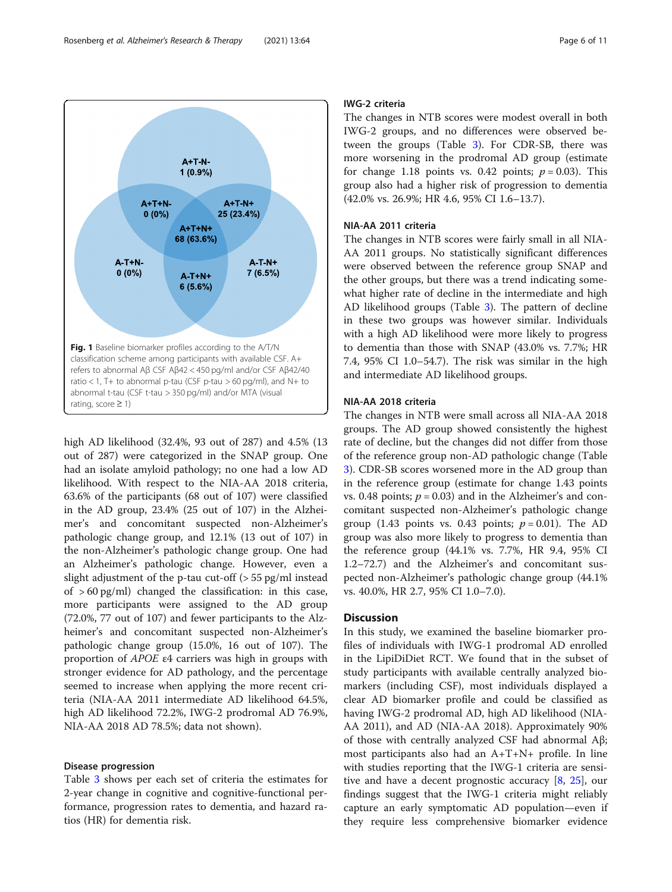A+T-N-
1 (0.9%)

A+T+N-
0 (0%)

A+T-N+
25 (23.4%)

A+T+N+
68 (63.6%)

A-T+N-
0 (0%)

A-T+N+
6 (5.6%)

A-T-N+
7 (6.5%)

**Fig. 1** Baseline biomarker profiles according to the A/T/N classification scheme among participants with available CSF. A+ refers to abnormal Aβ CSF Aβ42 < 450 pg/ml and/or CSF Aβ42/40 ratio < 1, T+ to abnormal p-tau (CSF p-tau > 60 pg/ml), and N+ to abnormal t-tau (CSF t-tau > 350 pg/ml) and/or MTA (visual rating, score ≥ 1)

high AD likelihood (32.4%, 93 out of 287) and 4.5% (13 out of 287) were categorized in the SNAP group. One had an isolate amyloid pathology; no one had a low AD likelihood. With respect to the NIA-AA 2018 criteria, 63.6% of the participants (68 out of 107) were classified in the AD group, 23.4% (25 out of 107) in the Alzheimer's and concomitant suspected non-Alzheimer's pathologic change group, and 12.1% (13 out of 107) in the non-Alzheimer's pathologic change group. One had an Alzheimer's pathologic change. However, even a slight adjustment of the p-tau cut-off (> 55 pg/ml instead of > 60 pg/ml) changed the classification: in this case, more participants were assigned to the AD group (72.0%, 77 out of 107) and fewer participants to the Alzheimer's and concomitant suspected non-Alzheimer's pathologic change group (15.0%, 16 out of 107). The proportion of *APOE* ε4 carriers was high in groups with stronger evidence for AD pathology, and the percentage seemed to increase when applying the more recent criteria (NIA-AA 2011 intermediate AD likelihood 64.5%, high AD likelihood 72.2%, IWG-2 prodromal AD 76.9%, NIA-AA 2018 AD 78.5%; data not shown).

#### Disease progression

Table 3 shows per each set of criteria the estimates for 2-year change in cognitive and cognitive-functional performance, progression rates to dementia, and hazard ratios (HR) for dementia risk.

#### IWG-2 criteria

The changes in NTB scores were modest overall in both IWG-2 groups, and no differences were observed between the groups (Table 3). For CDR-SB, there was more worsening in the prodromal AD group (estimate for change 1.18 points vs. 0.42 points; $p = 0.03$). This group also had a higher risk of progression to dementia (42.0% vs. 26.9%; HR 4.6, 95% CI 1.6–13.7).

#### NIA-AA 2011 criteria

The changes in NTB scores were fairly small in all NIA-AA 2011 groups. No statistically significant differences were observed between the reference group SNAP and the other groups, but there was a trend indicating somewhat higher rate of decline in the intermediate and high AD likelihood groups (Table 3). The pattern of decline in these two groups was however similar. Individuals with a high AD likelihood were more likely to progress to dementia than those with SNAP (43.0% vs. 7.7%; HR 7.4, 95% CI 1.0–54.7). The risk was similar in the high and intermediate AD likelihood groups.

#### NIA-AA 2018 criteria

The changes in NTB were small across all NIA-AA 2018 groups. The AD group showed consistently the highest rate of decline, but the changes did not differ from those of the reference group non-AD pathologic change (Table 3). CDR-SB scores worsened more in the AD group than in the reference group (estimate for change 1.43 points vs. 0.48 points; $p = 0.03$) and in the Alzheimer's and concomitant suspected non-Alzheimer's pathologic change group (1.43 points vs. 0.43 points; $p = 0.01$). The AD group was also more likely to progress to dementia than the reference group (44.1% vs. 7.7%, HR 9.4, 95% CI 1.2–72.7) and the Alzheimer's and concomitant suspected non-Alzheimer's pathologic change group (44.1% vs. 40.0%, HR 2.7, 95% CI 1.0–7.0).

## Discussion

In this study, we examined the baseline biomarker profiles of individuals with IWG-1 prodromal AD enrolled in the LipiDiDiet RCT. We found that in the subset of study participants with available centrally analyzed biomarkers (including CSF), most individuals displayed a clear AD biomarker profile and could be classified as having IWG-2 prodromal AD, high AD likelihood (NIA-AA 2011), and AD (NIA-AA 2018). Approximately 90% of those with centrally analyzed CSF had abnormal Aβ; most participants also had an A+T+N+ profile. In line with studies reporting that the IWG-1 criteria are sensitive and have a decent prognostic accuracy [8, 25], our findings suggest that the IWG-1 criteria might reliably capture an early symptomatic AD population—even if they require less comprehensive biomarker evidence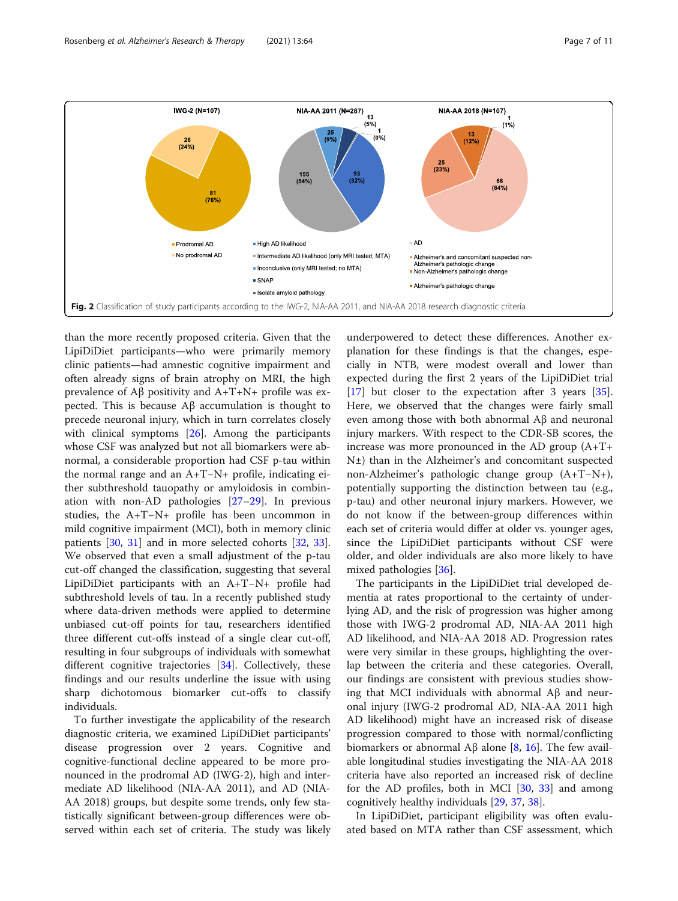**Fig. 2** Classification of study participants according to the IWG-2, NIA-AA 2011, and NIA-AA 2018 research diagnostic criteria

than the more recently proposed criteria. Given that the LipiDiDiet participants—who were primarily memory clinic patients—had amnestic cognitive impairment and often already signs of brain atrophy on MRI, the high prevalence of Aβ positivity and A+T+N+ profile was expected. This is because Aβ accumulation is thought to precede neuronal injury, which in turn correlates closely with clinical symptoms [26]. Among the participants whose CSF was analyzed but not all biomarkers were abnormal, a considerable proportion had CSF p-tau within the normal range and an A+T−N+ profile, indicating either subthreshold tauopathy or amyloidosis in combination with non-AD pathologies [27–29]. In previous studies, the A+T−N+ profile has been uncommon in mild cognitive impairment (MCI), both in memory clinic patients [30, 31] and in more selected cohorts [32, 33]. We observed that even a small adjustment of the p-tau cut-off changed the classification, suggesting that several LipiDiDiet participants with an A+T−N+ profile had subthreshold levels of tau. In a recently published study where data-driven methods were applied to determine unbiased cut-off points for tau, researchers identified three different cut-offs instead of a single clear cut-off, resulting in four subgroups of individuals with somewhat different cognitive trajectories [34]. Collectively, these findings and our results underline the issue with using sharp dichotomous biomarker cut-offs to classify individuals.

To further investigate the applicability of the research diagnostic criteria, we examined LipiDiDiet participants' disease progression over 2 years. Cognitive and cognitive-functional decline appeared to be more pronounced in the prodromal AD (IWG-2), high and intermediate AD likelihood (NIA-AA 2011), and AD (NIA-AA 2018) groups, but despite some trends, only few statistically significant between-group differences were observed within each set of criteria. The study was likely underpowered to detect these differences. Another explanation for these findings is that the changes, especially in NTB, were modest overall and lower than expected during the first 2 years of the LipiDiDiet trial [17] but closer to the expectation after 3 years [35]. Here, we observed that the changes were fairly small even among those with both abnormal Aβ and neuronal injury markers. With respect to the CDR-SB scores, the increase was more pronounced in the AD group (A+T+N±) than in the Alzheimer's and concomitant suspected non-Alzheimer's pathologic change group (A+T−N+), potentially supporting the distinction between tau (e.g., p-tau) and other neuronal injury markers. However, we do not know if the between-group differences within each set of criteria would differ at older vs. younger ages, since the LipiDiDiet participants without CSF were older, and older individuals are also more likely to have mixed pathologies [36].

The participants in the LipiDiDiet trial developed dementia at rates proportional to the certainty of underlying AD, and the risk of progression was higher among those with IWG-2 prodromal AD, NIA-AA 2011 high AD likelihood, and NIA-AA 2018 AD. Progression rates were very similar in these groups, highlighting the overlap between the criteria and these categories. Overall, our findings are consistent with previous studies showing that MCI individuals with abnormal Aβ and neuronal injury (IWG-2 prodromal AD, NIA-AA 2011 high AD likelihood) might have an increased risk of disease progression compared to those with normal/conflicting biomarkers or abnormal Aβ alone [8, 16]. The few available longitudinal studies investigating the NIA-AA 2018 criteria have also reported an increased risk of decline for the AD profiles, both in MCI [30, 33] and among cognitively healthy individuals [29, 37, 38].

In LipiDiDiet, participant eligibility was often evaluated based on MTA rather than CSF assessment, which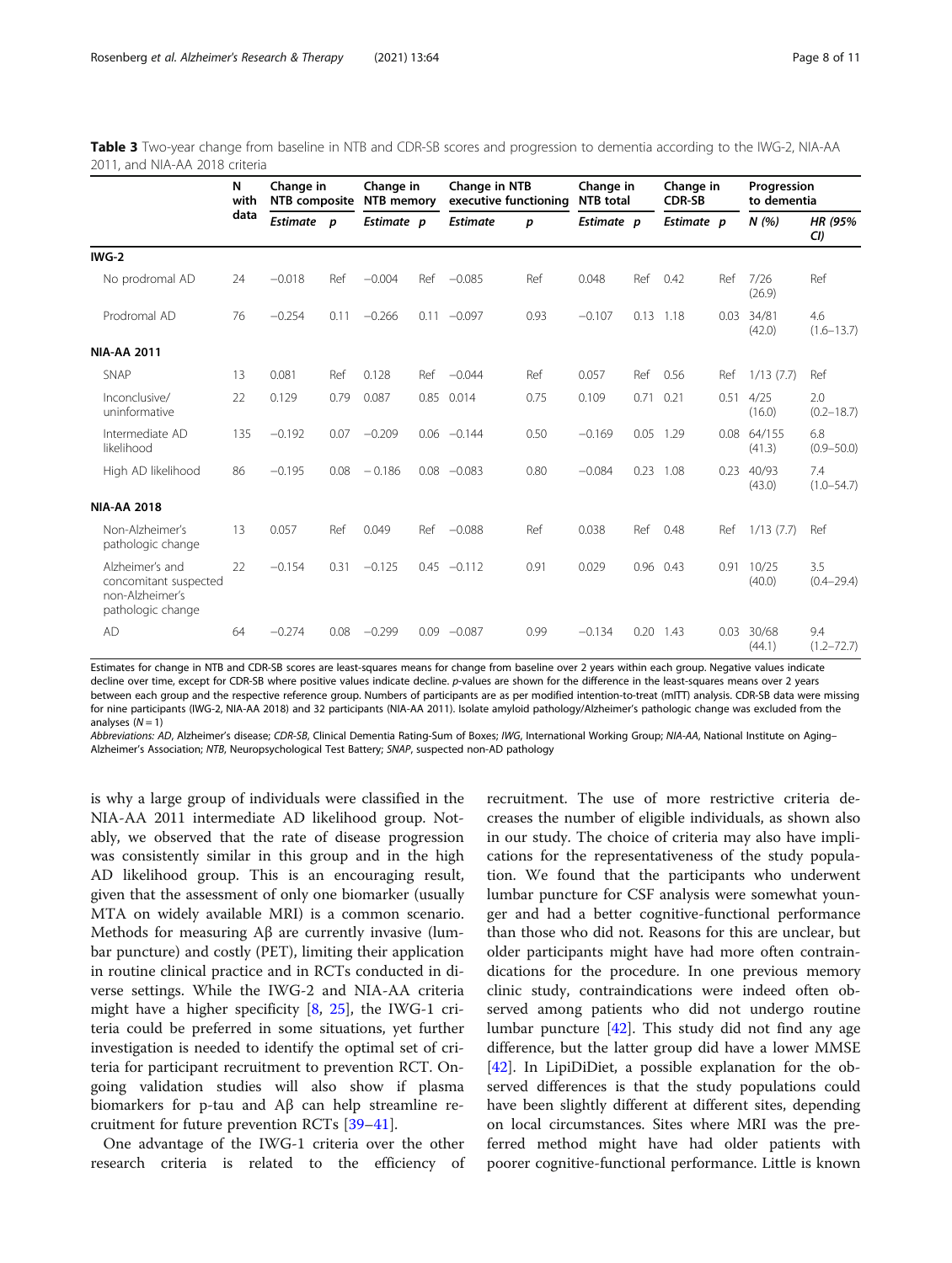**Table 3** Two-year change from baseline in NTB and CDR-SB scores and progression to dementia according to the IWG-2, NIA-AA 2011, and NIA-AA 2018 criteria

| | N with data | Change in NTB composite | | Change in NTB memory | | Change in NTB executive functioning | | Change in NTB total | | Change in CDR-SB | | Progression to dementia | |
|---|---|---|---|---|---|---|---|---|---|---|---|---|---|
| | | *Estimate* | *p* | *Estimate* | *p* | *Estimate* | *p* | *Estimate* | *p* | *Estimate* | *p* | *N (%)* | *HR (95% CI)* |
| **IWG-2** | | | | | | | | | | | | | |
| No prodromal AD | 24 | −0.018 | Ref | −0.004 | Ref | −0.085 | Ref | 0.048 | Ref | 0.42 | Ref | 7/26 (26.9) | Ref |
| Prodromal AD | 76 | −0.254 | 0.11 | −0.266 | 0.11 | −0.097 | 0.93 | −0.107 | 0.13 | 1.18 | 0.03 | 34/81 (42.0) | 4.6 (1.6–13.7) |
| **NIA-AA 2011** | | | | | | | | | | | | | |
| SNAP | 13 | 0.081 | Ref | 0.128 | Ref | −0.044 | Ref | 0.057 | Ref | 0.56 | Ref | 1/13 (7.7) | Ref |
| Inconclusive/ uninformative | 22 | 0.129 | 0.79 | 0.087 | 0.85 | 0.014 | 0.75 | 0.109 | 0.71 | 0.21 | 0.51 | 4/25 (16.0) | 2.0 (0.2–18.7) |
| Intermediate AD likelihood | 135 | −0.192 | 0.07 | −0.209 | 0.06 | −0.144 | 0.50 | −0.169 | 0.05 | 1.29 | 0.08 | 64/155 (41.3) | 6.8 (0.9–50.0) |
| High AD likelihood | 86 | −0.195 | 0.08 | − 0.186 | 0.08 | −0.083 | 0.80 | −0.084 | 0.23 | 1.08 | 0.23 | 40/93 (43.0) | 7.4 (1.0–54.7) |
| **NIA-AA 2018** | | | | | | | | | | | | | |
| Non-Alzheimer's pathologic change | 13 | 0.057 | Ref | 0.049 | Ref | −0.088 | Ref | 0.038 | Ref | 0.48 | Ref | 1/13 (7.7) | Ref |
| Alzheimer's and concomitant suspected non-Alzheimer's pathologic change | 22 | −0.154 | 0.31 | −0.125 | 0.45 | −0.112 | 0.91 | 0.029 | 0.96 | 0.43 | 0.91 | 10/25 (40.0) | 3.5 (0.4–29.4) |
| AD | 64 | −0.274 | 0.08 | −0.299 | 0.09 | −0.087 | 0.99 | −0.134 | 0.20 | 1.43 | 0.03 | 30/68 (44.1) | 9.4 (1.2–72.7) |

Estimates for change in NTB and CDR-SB scores are least-squares means for change from baseline over 2 years within each group. Negative values indicate decline over time, except for CDR-SB where positive values indicate decline. *p*-values are shown for the difference in the least-squares means over 2 years between each group and the respective reference group. Numbers of participants are as per modified intention-to-treat (mITT) analysis. CDR-SB data were missing for nine participants (IWG-2, NIA-AA 2018) and 32 participants (NIA-AA 2011). Isolate amyloid pathology/Alzheimer's pathologic change was excluded from the analyses ($N = 1$)

*Abbreviations: AD*, Alzheimer's disease; *CDR-SB*, Clinical Dementia Rating-Sum of Boxes; *IWG*, International Working Group; *NIA-AA*, National Institute on Aging–Alzheimer's Association; *NTB*, Neuropsychological Test Battery; *SNAP*, suspected non-AD pathology

is why a large group of individuals were classified in the NIA-AA 2011 intermediate AD likelihood group. Notably, we observed that the rate of disease progression was consistently similar in this group and in the high AD likelihood group. This is an encouraging result, given that the assessment of only one biomarker (usually MTA on widely available MRI) is a common scenario. Methods for measuring Aβ are currently invasive (lumbar puncture) and costly (PET), limiting their application in routine clinical practice and in RCTs conducted in diverse settings. While the IWG-2 and NIA-AA criteria might have a higher specificity [8, 25], the IWG-1 criteria could be preferred in some situations, yet further investigation is needed to identify the optimal set of criteria for participant recruitment to prevention RCT. Ongoing validation studies will also show if plasma biomarkers for p-tau and Aβ can help streamline recruitment for future prevention RCTs [39–41].

One advantage of the IWG-1 criteria over the other research criteria is related to the efficiency of recruitment. The use of more restrictive criteria decreases the number of eligible individuals, as shown also in our study. The choice of criteria may also have implications for the representativeness of the study population. We found that the participants who underwent lumbar puncture for CSF analysis were somewhat younger and had a better cognitive-functional performance than those who did not. Reasons for this are unclear, but older participants might have had more often contraindications for the procedure. In one previous memory clinic study, contraindications were indeed often observed among patients who did not undergo routine lumbar puncture [42]. This study did not find any age difference, but the latter group did have a lower MMSE [42]. In LipiDiDiet, a possible explanation for the observed differences is that the study populations could have been slightly different at different sites, depending on local circumstances. Sites where MRI was the preferred method might have had older patients with poorer cognitive-functional performance. Little is known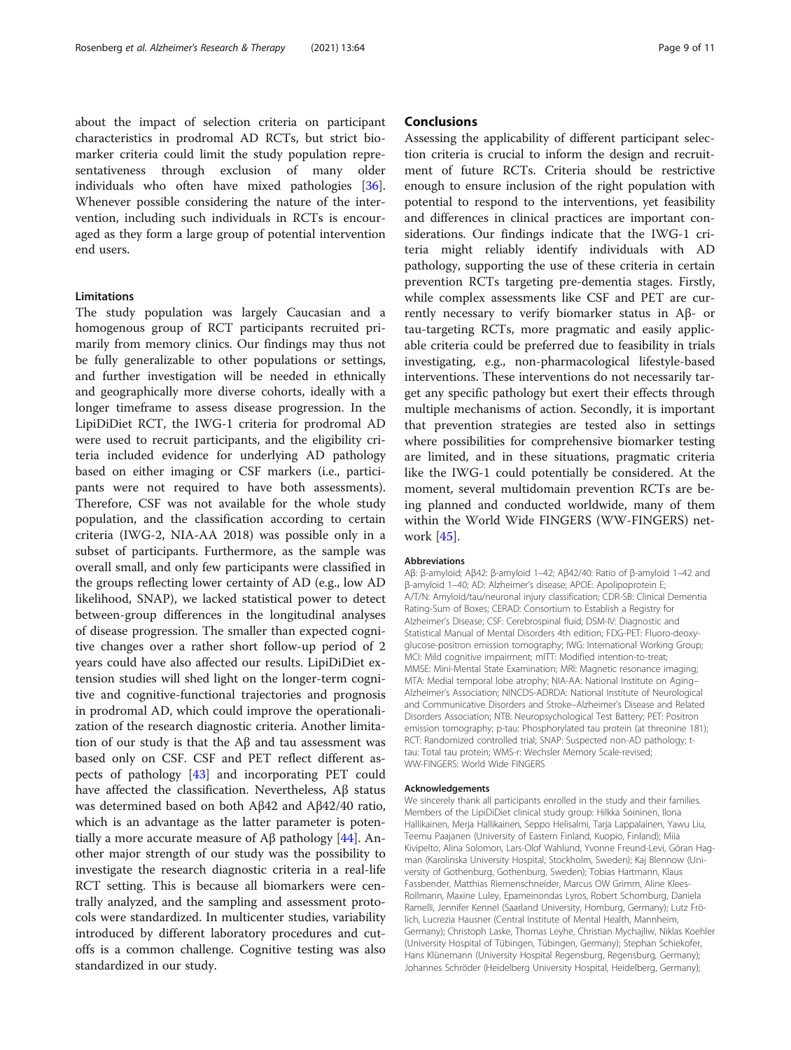about the impact of selection criteria on participant characteristics in prodromal AD RCTs, but strict biomarker criteria could limit the study population representativeness through exclusion of many older individuals who often have mixed pathologies [36]. Whenever possible considering the nature of the intervention, including such individuals in RCTs is encouraged as they form a large group of potential intervention end users.

### Limitations

The study population was largely Caucasian and a homogenous group of RCT participants recruited primarily from memory clinics. Our findings may thus not be fully generalizable to other populations or settings, and further investigation will be needed in ethnically and geographically more diverse cohorts, ideally with a longer timeframe to assess disease progression. In the LipiDiDiet RCT, the IWG-1 criteria for prodromal AD were used to recruit participants, and the eligibility criteria included evidence for underlying AD pathology based on either imaging or CSF markers (i.e., participants were not required to have both assessments). Therefore, CSF was not available for the whole study population, and the classification according to certain criteria (IWG-2, NIA-AA 2018) was possible only in a subset of participants. Furthermore, as the sample was overall small, and only few participants were classified in the groups reflecting lower certainty of AD (e.g., low AD likelihood, SNAP), we lacked statistical power to detect between-group differences in the longitudinal analyses of disease progression. The smaller than expected cognitive changes over a rather short follow-up period of 2 years could have also affected our results. LipiDiDiet extension studies will shed light on the longer-term cognitive and cognitive-functional trajectories and prognosis in prodromal AD, which could improve the operationalization of the research diagnostic criteria. Another limitation of our study is that the Aβ and tau assessment was based only on CSF. CSF and PET reflect different aspects of pathology [43] and incorporating PET could have affected the classification. Nevertheless, Aβ status was determined based on both Aβ42 and Aβ42/40 ratio, which is an advantage as the latter parameter is potentially a more accurate measure of Aβ pathology [44]. Another major strength of our study was the possibility to investigate the research diagnostic criteria in a real-life RCT setting. This is because all biomarkers were centrally analyzed, and the sampling and assessment protocols were standardized. In multicenter studies, variability introduced by different laboratory procedures and cutoffs is a common challenge. Cognitive testing was also standardized in our study.

## Conclusions

Assessing the applicability of different participant selection criteria is crucial to inform the design and recruitment of future RCTs. Criteria should be restrictive enough to ensure inclusion of the right population with potential to respond to the interventions, yet feasibility and differences in clinical practices are important considerations. Our findings indicate that the IWG-1 criteria might reliably identify individuals with AD pathology, supporting the use of these criteria in certain prevention RCTs targeting pre-dementia stages. Firstly, while complex assessments like CSF and PET are currently necessary to verify biomarker status in Aβ- or tau-targeting RCTs, more pragmatic and easily applicable criteria could be preferred due to feasibility in trials investigating, e.g., non-pharmacological lifestyle-based interventions. These interventions do not necessarily target any specific pathology but exert their effects through multiple mechanisms of action. Secondly, it is important that prevention strategies are tested also in settings where possibilities for comprehensive biomarker testing are limited, and in these situations, pragmatic criteria like the IWG-1 could potentially be considered. At the moment, several multidomain prevention RCTs are being planned and conducted worldwide, many of them within the World Wide FINGERS (WW-FINGERS) network [45].

#### Abbreviations

Aβ: β-amyloid; Aβ42: β-amyloid 1–42; Aβ42/40: Ratio of β-amyloid 1–42 and β-amyloid 1–40; AD: Alzheimer's disease; APOE: Apolipoprotein E; A/T/N: Amyloid/tau/neuronal injury classification; CDR-SB: Clinical Dementia Rating-Sum of Boxes; CERAD: Consortium to Establish a Registry for Alzheimer's Disease; CSF: Cerebrospinal fluid; DSM-IV: Diagnostic and Statistical Manual of Mental Disorders 4th edition; FDG-PET: Fluoro-deoxy-glucose-positron emission tomography; IWG: International Working Group; MCI: Mild cognitive impairment; mITT: Modified intention-to-treat; MMSE: Mini-Mental State Examination; MRI: Magnetic resonance imaging; MTA: Medial temporal lobe atrophy; NIA-AA: National Institute on Aging–Alzheimer's Association; NINCDS-ADRDA: National Institute of Neurological and Communicative Disorders and Stroke–Alzheimer's Disease and Related Disorders Association; NTB: Neuropsychological Test Battery; PET: Positron emission tomography; p-tau: Phosphorylated tau protein (at threonine 181); RCT: Randomized controlled trial; SNAP: Suspected non-AD pathology; t-tau: Total tau protein; WMS-r: Wechsler Memory Scale-revised; WW-FINGERS: World Wide FINGERS

#### Acknowledgements

We sincerely thank all participants enrolled in the study and their families. Members of the LipiDiDiet clinical study group: Hilkka Soininen, Ilona Hallikainen, Merja Hallikainen, Seppo Helisalmi, Tarja Lappalainen, Yawu Liu, Teemu Paajanen (University of Eastern Finland, Kuopio, Finland); Miia Kivipelto, Alina Solomon, Lars-Olof Wahlund, Yvonne Freund-Levi, Göran Hagman (Karolinska University Hospital, Stockholm, Sweden); Kaj Blennow (University of Gothenburg, Gothenburg, Sweden); Tobias Hartmann, Klaus Fassbender, Matthias Riemenschneider, Marcus OW Grimm, Aline Klees-Rollmann, Maxine Luley, Epameinondas Lyros, Robert Schomburg, Daniela Ramelli, Jennifer Kennel (Saarland University, Homburg, Germany); Lutz Frölich, Lucrezia Hausner (Central Institute of Mental Health, Mannheim, Germany); Christoph Laske, Thomas Leyhe, Christian Mychajliw, Niklas Koehler (University Hospital of Tübingen, Tübingen, Germany); Stephan Schiekofer, Hans Klünemann (University Hospital Regensburg, Regensburg, Germany); Johannes Schröder (Heidelberg University Hospital, Heidelberg, Germany);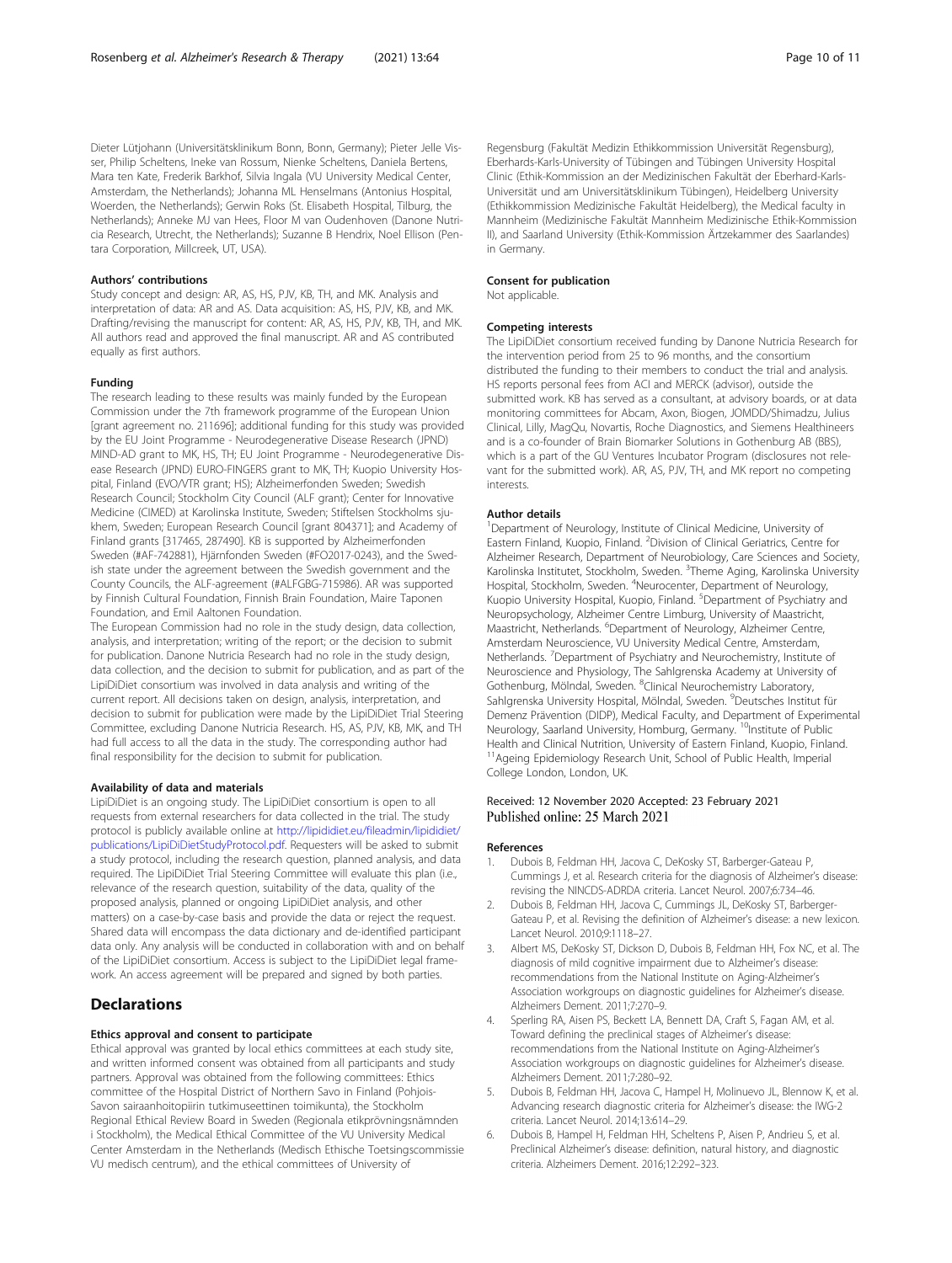Dieter Lütjohann (Universitätsklinikum Bonn, Bonn, Germany); Pieter Jelle Visser, Philip Scheltens, Ineke van Rossum, Nienke Scheltens, Daniela Bertens, Mara ten Kate, Frederik Barkhof, Silvia Ingala (VU University Medical Center, Amsterdam, the Netherlands); Johanna ML Henselmans (Antonius Hospital, Woerden, the Netherlands); Gerwin Roks (St. Elisabeth Hospital, Tilburg, the Netherlands); Anneke MJ van Hees, Floor M van Oudenhoven (Danone Nutricia Research, Utrecht, the Netherlands); Suzanne B Hendrix, Noel Ellison (Pentara Corporation, Millcreek, UT, USA).

### Authors' contributions

Study concept and design: AR, AS, HS, PJV, KB, TH, and MK. Analysis and interpretation of data: AR and AS. Data acquisition: AS, HS, PJV, KB, and MK. Drafting/revising the manuscript for content: AR, AS, HS, PJV, KB, TH, and MK. All authors read and approved the final manuscript. AR and AS contributed equally as first authors.

### Funding

The research leading to these results was mainly funded by the European Commission under the 7th framework programme of the European Union [grant agreement no. 211696]; additional funding for this study was provided by the EU Joint Programme - Neurodegenerative Disease Research (JPND) MIND-AD grant to MK, HS, TH; EU Joint Programme - Neurodegenerative Disease Research (JPND) EURO-FINGERS grant to MK, TH; Kuopio University Hospital, Finland (EVO/VTR grant; HS); Alzheimerfonden Sweden; Swedish Research Council; Stockholm City Council (ALF grant); Center for Innovative Medicine (CIMED) at Karolinska Institute, Sweden; Stiftelsen Stockholms sjukhem, Sweden; European Research Council [grant 804371]; and Academy of Finland grants [317465, 287490]. KB is supported by Alzheimerfonden Sweden (#AF-742881), Hjärnfonden Sweden (#FO2017-0243), and the Swedish state under the agreement between the Swedish government and the County Councils, the ALF-agreement (#ALFGBG-715986). AR was supported by Finnish Cultural Foundation, Finnish Brain Foundation, Maire Taponen Foundation, and Emil Aaltonen Foundation.

The European Commission had no role in the study design, data collection, analysis, and interpretation; writing of the report; or the decision to submit for publication. Danone Nutricia Research had no role in the study design, data collection, and the decision to submit for publication, and as part of the LipiDiDiet consortium was involved in data analysis and writing of the current report. All decisions taken on design, analysis, interpretation, and decision to submit for publication were made by the LipiDiDiet Trial Steering Committee, excluding Danone Nutricia Research. HS, AS, PJV, KB, MK, and TH had full access to all the data in the study. The corresponding author had final responsibility for the decision to submit for publication.

### Availability of data and materials

LipiDiDiet is an ongoing study. The LipiDiDiet consortium is open to all requests from external researchers for data collected in the trial. The study protocol is publicly available online at http://lipididiet.eu/fileadmin/lipididiet/publications/LipiDiDietStudyProtocol.pdf. Requesters will be asked to submit a study protocol, including the research question, planned analysis, and data required. The LipiDiDiet Trial Steering Committee will evaluate this plan (i.e., relevance of the research question, suitability of the data, quality of the proposed analysis, planned or ongoing LipiDiDiet analysis, and other matters) on a case-by-case basis and provide the data or reject the request. Shared data will encompass the data dictionary and de-identified participant data only. Any analysis will be conducted in collaboration with and on behalf of the LipiDiDiet consortium. Access is subject to the LipiDiDiet legal framework. An access agreement will be prepared and signed by both parties.

## Declarations

### Ethics approval and consent to participate

Ethical approval was granted by local ethics committees at each study site, and written informed consent was obtained from all participants and study partners. Approval was obtained from the following committees: Ethics committee of the Hospital District of Northern Savo in Finland (Pohjois-Savon sairaanhoitopiirin tutkimuseettinen toimikunta), the Stockholm Regional Ethical Review Board in Sweden (Regionala etikprövningsnämnden i Stockholm), the Medical Ethical Committee of the VU University Medical Center Amsterdam in the Netherlands (Medisch Ethische Toetsingscommissie VU medisch centrum), and the ethical committees of University of Regensburg (Fakultät Medizin Ethikkommission Universität Regensburg), Eberhards-Karls-University of Tübingen and Tübingen University Hospital Clinic (Ethik-Kommission an der Medizinischen Fakultät der Eberhard-Karls-Universität und am Universitätsklinikum Tübingen), Heidelberg University (Ethikkommission Medizinische Fakultät Heidelberg), the Medical faculty in Mannheim (Medizinische Fakultät Mannheim Medizinische Ethik-Kommission II), and Saarland University (Ethik-Kommission Ärtzekammer des Saarlandes) in Germany.

### Consent for publication

Not applicable.

### Competing interests

The LipiDiDiet consortium received funding by Danone Nutricia Research for the intervention period from 25 to 96 months, and the consortium distributed the funding to their members to conduct the trial and analysis. HS reports personal fees from ACI and MERCK (advisor), outside the submitted work. KB has served as a consultant, at advisory boards, or at data monitoring committees for Abcam, Axon, Biogen, JOMDD/Shimadzu, Julius Clinical, Lilly, MagQu, Novartis, Roche Diagnostics, and Siemens Healthineers and is a co-founder of Brain Biomarker Solutions in Gothenburg AB (BBS), which is a part of the GU Ventures Incubator Program (disclosures not relevant for the submitted work). AR, AS, PJV, TH, and MK report no competing interests.

### Author details

[1]Department of Neurology, Institute of Clinical Medicine, University of Eastern Finland, Kuopio, Finland. [2]Division of Clinical Geriatrics, Centre for Alzheimer Research, Department of Neurobiology, Care Sciences and Society, Karolinska Institutet, Stockholm, Sweden. [3]Theme Aging, Karolinska University Hospital, Stockholm, Sweden. [4]Neurocenter, Department of Neurology, Kuopio University Hospital, Kuopio, Finland. [5]Department of Psychiatry and Neuropsychology, Alzheimer Centre Limburg, University of Maastricht, Maastricht, Netherlands. [6]Department of Neurology, Alzheimer Centre, Amsterdam Neuroscience, VU University Medical Centre, Amsterdam, Netherlands. [7]Department of Psychiatry and Neurochemistry, Institute of Neuroscience and Physiology, The Sahlgrenska Academy at University of Gothenburg, Mölndal, Sweden. [8]Clinical Neurochemistry Laboratory, Sahlgrenska University Hospital, Mölndal, Sweden. [9]Deutsches Institut für Demenz Prävention (DIDP), Medical Faculty, and Department of Experimental Neurology, Saarland University, Homburg, Germany. [10]Institute of Public Health and Clinical Nutrition, University of Eastern Finland, Kuopio, Finland. [11]Ageing Epidemiology Research Unit, School of Public Health, Imperial College London, London, UK.

Received: 12 November 2020 Accepted: 23 February 2021
Published online: 25 March 2021

### References

1. Dubois B, Feldman HH, Jacova C, DeKosky ST, Barberger-Gateau P, Cummings J, et al. Research criteria for the diagnosis of Alzheimer's disease: revising the NINCDS-ADRDA criteria. Lancet Neurol. 2007;6:734–46.
2. Dubois B, Feldman HH, Jacova C, Cummings JL, DeKosky ST, Barberger-Gateau P, et al. Revising the definition of Alzheimer's disease: a new lexicon. Lancet Neurol. 2010;9:1118–27.
3. Albert MS, DeKosky ST, Dickson D, Dubois B, Feldman HH, Fox NC, et al. The diagnosis of mild cognitive impairment due to Alzheimer's disease: recommendations from the National Institute on Aging-Alzheimer's Association workgroups on diagnostic guidelines for Alzheimer's disease. Alzheimers Dement. 2011;7:270–9.
4. Sperling RA, Aisen PS, Beckett LA, Bennett DA, Craft S, Fagan AM, et al. Toward defining the preclinical stages of Alzheimer's disease: recommendations from the National Institute on Aging-Alzheimer's Association workgroups on diagnostic guidelines for Alzheimer's disease. Alzheimers Dement. 2011;7:280–92.
5. Dubois B, Feldman HH, Jacova C, Hampel H, Molinuevo JL, Blennow K, et al. Advancing research diagnostic criteria for Alzheimer's disease: the IWG-2 criteria. Lancet Neurol. 2014;13:614–29.
6. Dubois B, Hampel H, Feldman HH, Scheltens P, Aisen P, Andrieu S, et al. Preclinical Alzheimer's disease: definition, natural history, and diagnostic criteria. Alzheimers Dement. 2016;12:292–323.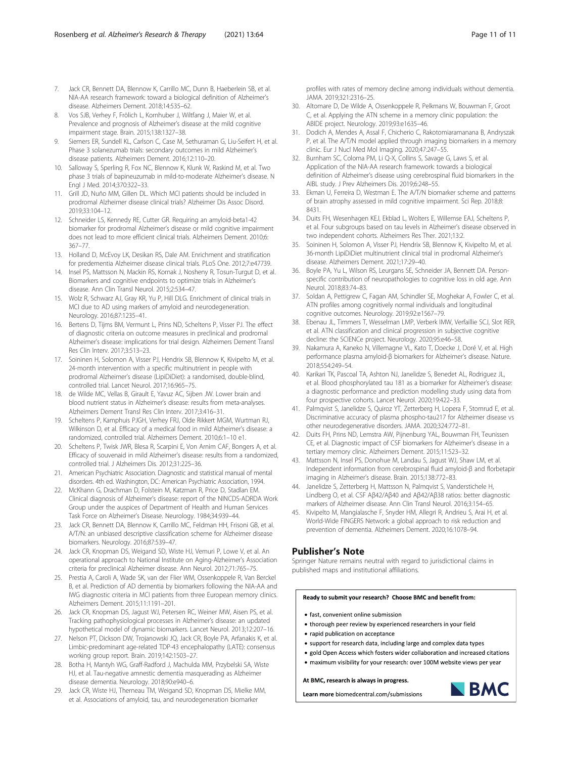7. Jack CR, Bennett DA, Blennow K, Carrillo MC, Dunn B, Haeberlein SB, et al. NIA-AA research framework: toward a biological definition of Alzheimer's disease. Alzheimers Dement. 2018;14:535–62.
8. Vos SJB, Verhey F, Frölich L, Kornhuber J, Wiltfang J, Maier W, et al. Prevalence and prognosis of Alzheimer's disease at the mild cognitive impairment stage. Brain. 2015;138:1327–38.
9. Siemers ER, Sundell KL, Carlson C, Case M, Sethuraman G, Liu-Seifert H, et al. Phase 3 solanezumab trials: secondary outcomes in mild Alzheimer's disease patients. Alzheimers Dement. 2016;12:110–20.
10. Salloway S, Sperling R, Fox NC, Blennow K, Klunk W, Raskind M, et al. Two phase 3 trials of bapineuzumab in mild-to-moderate Alzheimer's disease. N Engl J Med. 2014;370:322–33.
11. Grill JD, Nuño MM, Gillen DL. Which MCI patients should be included in prodromal Alzheimer disease clinical trials? Alzheimer Dis Assoc Disord. 2019;33:104–12.
12. Schneider LS, Kennedy RE, Cutter GR. Requiring an amyloid-beta1-42 biomarker for prodromal Alzheimer's disease or mild cognitive impairment does not lead to more efficient clinical trials. Alzheimers Dement. 2010;6:367–77.
13. Holland D, McEvoy LK, Desikan RS, Dale AM. Enrichment and stratification for predementia Alzheimer disease clinical trials. PLoS One. 2012;7:e47739.
14. Insel PS, Mattsson N, Mackin RS, Kornak J, Nosheny R, Tosun-Turgut D, et al. Biomarkers and cognitive endpoints to optimize trials in Alzheimer's disease. Ann Clin Transl Neurol. 2015;2:534–47.
15. Wolz R, Schwarz AJ, Gray KR, Yu P, Hill DLG. Enrichment of clinical trials in MCI due to AD using markers of amyloid and neurodegeneration. Neurology. 2016;87:1235–41.
16. Bertens D, Tijms BM, Vermunt L, Prins ND, Scheltens P, Visser PJ. The effect of diagnostic criteria on outcome measures in preclinical and prodromal Alzheimer's disease: implications for trial design. Alzheimers Dement Transl Res Clin Interv. 2017;3:513–23.
17. Soininen H, Solomon A, Visser PJ, Hendrix SB, Blennow K, Kivipelto M, et al. 24-month intervention with a specific multinutrient in people with prodromal Alzheimer's disease (LipiDiDiet): a randomised, double-blind, controlled trial. Lancet Neurol. 2017;16:965–75.
18. de Wilde MC, Vellas B, Girault E, Yavuz AC, Sijben JW. Lower brain and blood nutrient status in Alzheimer's disease: results from meta-analyses. Alzheimers Dement Transl Res Clin Interv. 2017;3:416–31.
19. Scheltens P, Kamphuis PJGH, Verhey FRJ, Olde Rikkert MGM, Wurtman RJ, Wilkinson D, et al. Efficacy of a medical food in mild Alzheimer's disease: a randomized, controlled trial. Alzheimers Dement. 2010;6:1–10 e1.
20. Scheltens P, Twisk JWR, Blesa R, Scarpini E, Von Arnim CAF, Bongers A, et al. Efficacy of souvenaid in mild Alzheimer's disease: results from a randomized, controlled trial. J Alzheimers Dis. 2012;31:225–36.
21. American Psychiatric Association. Diagnostic and statistical manual of mental disorders. 4th ed. Washington, DC: American Psychiatric Association, 1994.
22. McKhann G, Drachman D, Folstein M, Katzman R, Price D, Stadlan EM. Clinical diagnosis of Alzheimer's disease: report of the NINCDS-ADRDA Work Group under the auspices of Department of Health and Human Services Task Force on Alzheimer's Disease. Neurology. 1984;34:939–44.
23. Jack CR, Bennett DA, Blennow K, Carrillo MC, Feldman HH, Frisoni GB, et al. A/T/N: an unbiased descriptive classification scheme for Alzheimer disease biomarkers. Neurology. 2016;87:539–47.
24. Jack CR, Knopman DS, Weigand SD, Wiste HJ, Vemuri P, Lowe V, et al. An operational approach to National Institute on Aging-Alzheimer's Association criteria for preclinical Alzheimer disease. Ann Neurol. 2012;71:765–75.
25. Prestia A, Caroli A, Wade SK, van der Flier WM, Ossenkoppele R, Van Berckel B, et al. Prediction of AD dementia by biomarkers following the NIA-AA and IWG diagnostic criteria in MCI patients from three European memory clinics. Alzheimers Dement. 2015;11:1191–201.
26. Jack CR, Knopman DS, Jagust WJ, Petersen RC, Weiner MW, Aisen PS, et al. Tracking pathophysiological processes in Alzheimer's disease: an updated hypothetical model of dynamic biomarkers. Lancet Neurol. 2013;12:207–16.
27. Nelson PT, Dickson DW, Trojanowski JQ, Jack CR, Boyle PA, Arfanakis K, et al. Limbic-predominant age-related TDP-43 encephalopathy (LATE): consensus working group report. Brain. 2019;142:1503–27.
28. Botha H, Mantyh WG, Graff-Radford J, Machulda MM, Przybelski SA, Wiste HJ, et al. Tau-negative amnestic dementia masquerading as Alzheimer disease dementia. Neurology. 2018;90:e940–6.
29. Jack CR, Wiste HJ, Therneau TM, Weigand SD, Knopman DS, Mielke MM, et al. Associations of amyloid, tau, and neurodegeneration biomarker profiles with rates of memory decline among individuals without dementia. JAMA. 2019;321:2316–25.
30. Altomare D, De Wilde A, Ossenkoppele R, Pelkmans W, Bouwman F, Groot C, et al. Applying the ATN scheme in a memory clinic population: the ABIDE project. Neurology. 2019;93:e1635–46.
31. Dodich A, Mendes A, Assal F, Chicherio C, Rakotomiaramanana B, Andryszak P, et al. The A/T/N model applied through imaging biomarkers in a memory clinic. Eur J Nucl Med Mol Imaging. 2020;47:247–55.
32. Burnham SC, Coloma PM, Li Q-X, Collins S, Savage G, Laws S, et al. Application of the NIA-AA research framework: towards a biological definition of Alzheimer's disease using cerebrospinal fluid biomarkers in the AIBL study. J Prev Alzheimers Dis. 2019;6:248–55.
33. Ekman U, Ferreira D, Westman E. The A/T/N biomarker scheme and patterns of brain atrophy assessed in mild cognitive impairment. Sci Rep. 2018;8:8431.
34. Duits FH, Wesenhagen KEJ, Ekblad L, Wolters E, Willemse EAJ, Scheltens P, et al. Four subgroups based on tau levels in Alzheimer's disease observed in two independent cohorts. Alzheimers Res Ther. 2021;13:2.
35. Soininen H, Solomon A, Visser PJ, Hendrix SB, Blennow K, Kivipelto M, et al. 36-month LipiDiDiet multinutrient clinical trial in prodromal Alzheimer's disease. Alzheimers Dement. 2021;17:29–40.
36. Boyle PA, Yu L, Wilson RS, Leurgans SE, Schneider JA, Bennett DA. Person-specific contribution of neuropathologies to cognitive loss in old age. Ann Neurol. 2018;83:74–83.
37. Soldan A, Pettigrew C, Fagan AM, Schindler SE, Moghekar A, Fowler C, et al. ATN profiles among cognitively normal individuals and longitudinal cognitive outcomes. Neurology. 2019;92:e1567–79.
38. Ebenau JL, Timmers T, Wesselman LMP, Verberk IMW, Verfaillie SCJ, Slot RER, et al. ATN classification and clinical progression in subjective cognitive decline: the SCIENCe project. Neurology. 2020;95:e46–58.
39. Nakamura A, Kaneko N, Villemagne VL, Kato T, Doecke J, Doré V, et al. High performance plasma amyloid-β biomarkers for Alzheimer's disease. Nature. 2018;554:249–54.
40. Karikari TK, Pascoal TA, Ashton NJ, Janelidze S, Benedet AL, Rodriguez JL, et al. Blood phosphorylated tau 181 as a biomarker for Alzheimer's disease: a diagnostic performance and prediction modelling study using data from four prospective cohorts. Lancet Neurol. 2020;19:422–33.
41. Palmqvist S, Janelidze S, Quiroz YT, Zetterberg H, Lopera F, Stomrud E, et al. Discriminative accuracy of plasma phospho-tau217 for Alzheimer disease vs other neurodegenerative disorders. JAMA. 2020;324:772–81.
42. Duits FH, Prins ND, Lemstra AW, Pijnenburg YAL, Bouwman FH, Teunissen CE, et al. Diagnostic impact of CSF biomarkers for Alzheimer's disease in a tertiary memory clinic. Alzheimers Dement. 2015;11:523–32.
43. Mattsson N, Insel PS, Donohue M, Landau S, Jagust WJ, Shaw LM, et al. Independent information from cerebrospinal fluid amyloid-β and florbetapir imaging in Alzheimer's disease. Brain. 2015;138:772–83.
44. Janelidze S, Zetterberg H, Mattsson N, Palmqvist S, Vanderstichele H, Lindberg O, et al. CSF Aβ42/Aβ40 and Aβ42/Aβ38 ratios: better diagnostic markers of Alzheimer disease. Ann Clin Transl Neurol. 2016;3:154–65.
45. Kivipelto M, Mangialasche F, Snyder HM, Allegri R, Andrieu S, Arai H, et al. World-Wide FINGERS Network: a global approach to risk reduction and prevention of dementia. Alzheimers Dement. 2020;16:1078–94.

## Publisher's Note

Springer Nature remains neutral with regard to jurisdictional claims in published maps and institutional affiliations.

**Ready to submit your research? Choose BMC and benefit from:**

- fast, convenient online submission
- thorough peer review by experienced researchers in your field
- rapid publication on acceptance
- support for research data, including large and complex data types
- gold Open Access which fosters wider collaboration and increased citations
- maximum visibility for your research: over 100M website views per year

**At BMC, research is always in progress.**

**Learn more** biomedcentral.com/submissions